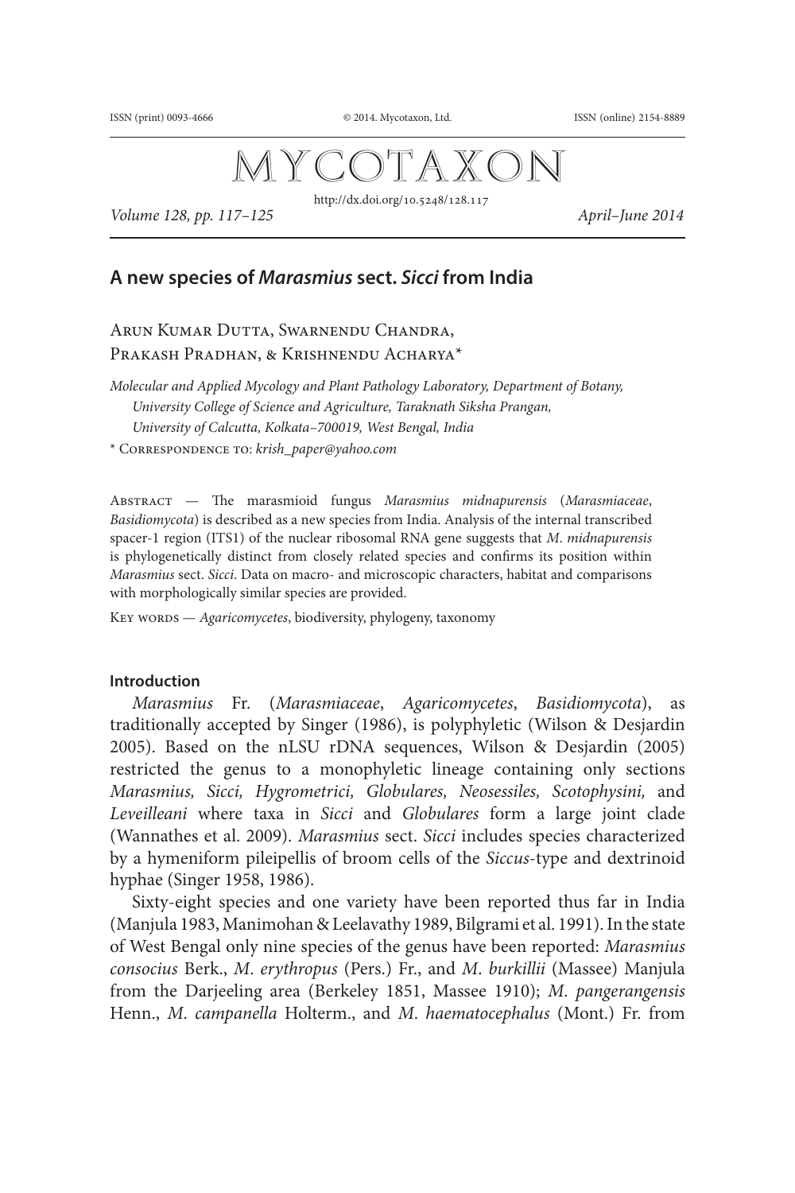# A new species of *Marasmius* sect. *Sicci* from India

Arun Kumar Dutta, Swarnendu Chandra, Prakash Pradhan, & Krishnendu Acharya*

*Molecular and Applied Mycology and Plant Pathology Laboratory, Department of Botany, University College of Science and Agriculture, Taraknath Siksha Prangan, University of Calcutta, Kolkata–700019, West Bengal, India*

* Correspondence to: *krish_paper@yahoo.com*

Abstract — The marasmioid fungus *Marasmius midnapurensis* (*Marasmiaceae*, *Basidiomycota*) is described as a new species from India. Analysis of the internal transcribed spacer-1 region (ITS1) of the nuclear ribosomal RNA gene suggests that *M. midnapurensis* is phylogenetically distinct from closely related species and confirms its position within *Marasmius* sect. *Sicci*. Data on macro- and microscopic characters, habitat and comparisons with morphologically similar species are provided.

Key words — *Agaricomycetes*, biodiversity, phylogeny, taxonomy

## Introduction

*Marasmius* Fr. (*Marasmiaceae*, *Agaricomycetes*, *Basidiomycota*), as traditionally accepted by Singer (1986), is polyphyletic (Wilson & Desjardin 2005). Based on the nLSU rDNA sequences, Wilson & Desjardin (2005) restricted the genus to a monophyletic lineage containing only sections *Marasmius, Sicci, Hygrometrici, Globulares, Neosessiles, Scotophysini,* and *Leveilleani* where taxa in *Sicci* and *Globulares* form a large joint clade (Wannathes et al. 2009). *Marasmius* sect. *Sicci* includes species characterized by a hymeniform pileipellis of broom cells of the *Siccus*-type and dextrinoid hyphae (Singer 1958, 1986).

Sixty-eight species and one variety have been reported thus far in India (Manjula 1983, Manimohan & Leelavathy 1989, Bilgrami et al. 1991). In the state of West Bengal only nine species of the genus have been reported: *Marasmius consocius* Berk., *M. erythropus* (Pers.) Fr., and *M. burkillii* (Massee) Manjula from the Darjeeling area (Berkeley 1851, Massee 1910); *M. pangerangensis* Henn., *M. campanella* Holterm., and *M. haematocephalus* (Mont.) Fr. from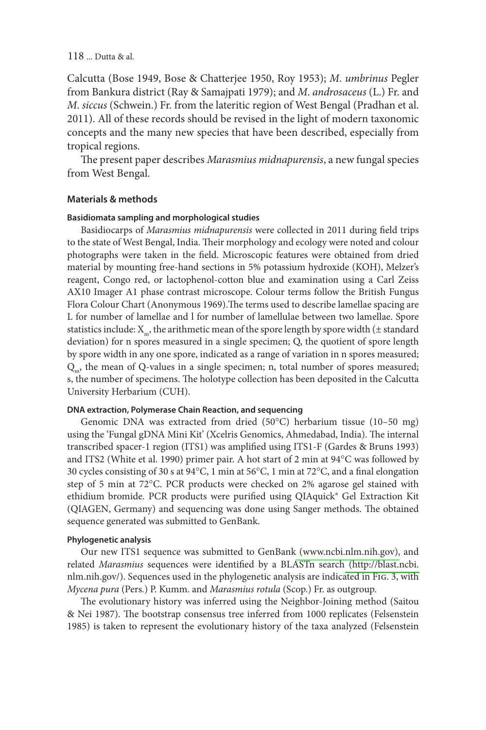Calcutta (Bose 1949, Bose & Chatterjee 1950, Roy 1953); *M. umbrinus* Pegler from Bankura district (Ray & Samajpati 1979); and *M. androsaceus* (L.) Fr. and *M. siccus* (Schwein.) Fr. from the lateritic region of West Bengal (Pradhan et al. 2011). All of these records should be revised in the light of modern taxonomic concepts and the many new species that have been described, especially from tropical regions.

The present paper describes *Marasmius midnapurensis*, a new fungal species from West Bengal.

## Materials & methods

### Basidiomata sampling and morphological studies

Basidiocarps of *Marasmius midnapurensis* were collected in 2011 during field trips to the state of West Bengal, India. Their morphology and ecology were noted and colour photographs were taken in the field. Microscopic features were obtained from dried material by mounting free-hand sections in 5% potassium hydroxide (KOH), Melzer's reagent, Congo red, or lactophenol-cotton blue and examination using a Carl Zeiss AX10 Imager A1 phase contrast microscope. Colour terms follow the British Fungus Flora Colour Chart (Anonymous 1969).The terms used to describe lamellae spacing are L for number of lamellae and l for number of lamellulae between two lamellae. Spore statistics include: $X_m$, the arithmetic mean of the spore length by spore width (± standard deviation) for n spores measured in a single specimen; Q, the quotient of spore length by spore width in any one spore, indicated as a range of variation in n spores measured; $Q_m$, the mean of Q-values in a single specimen; n, total number of spores measured; s, the number of specimens. The holotype collection has been deposited in the Calcutta University Herbarium (CUH).

### DNA extraction, Polymerase Chain Reaction, and sequencing

Genomic DNA was extracted from dried (50°C) herbarium tissue (10–50 mg) using the 'Fungal gDNA Mini Kit' (Xcelris Genomics, Ahmedabad, India). The internal transcribed spacer-1 region (ITS1) was amplified using ITS1-F (Gardes & Bruns 1993) and ITS2 (White et al. 1990) primer pair. A hot start of 2 min at 94°C was followed by 30 cycles consisting of 30 s at 94°C, 1 min at 56°C, 1 min at 72°C, and a final elongation step of 5 min at 72°C. PCR products were checked on 2% agarose gel stained with ethidium bromide. PCR products were purified using QIAquick® Gel Extraction Kit (QIAGEN, Germany) and sequencing was done using Sanger methods. The obtained sequence generated was submitted to GenBank.

### Phylogenetic analysis

Our new ITS1 sequence was submitted to GenBank (www.ncbi.nlm.nih.gov), and related *Marasmius* sequences were identified by a BLASTn search (http://blast.ncbi.nlm.nih.gov/). Sequences used in the phylogenetic analysis are indicated in Fig. 3, with *Mycena pura* (Pers.) P. Kumm. and *Marasmius rotula* (Scop.) Fr. as outgroup.

The evolutionary history was inferred using the Neighbor-Joining method (Saitou & Nei 1987). The bootstrap consensus tree inferred from 1000 replicates (Felsenstein 1985) is taken to represent the evolutionary history of the taxa analyzed (Felsenstein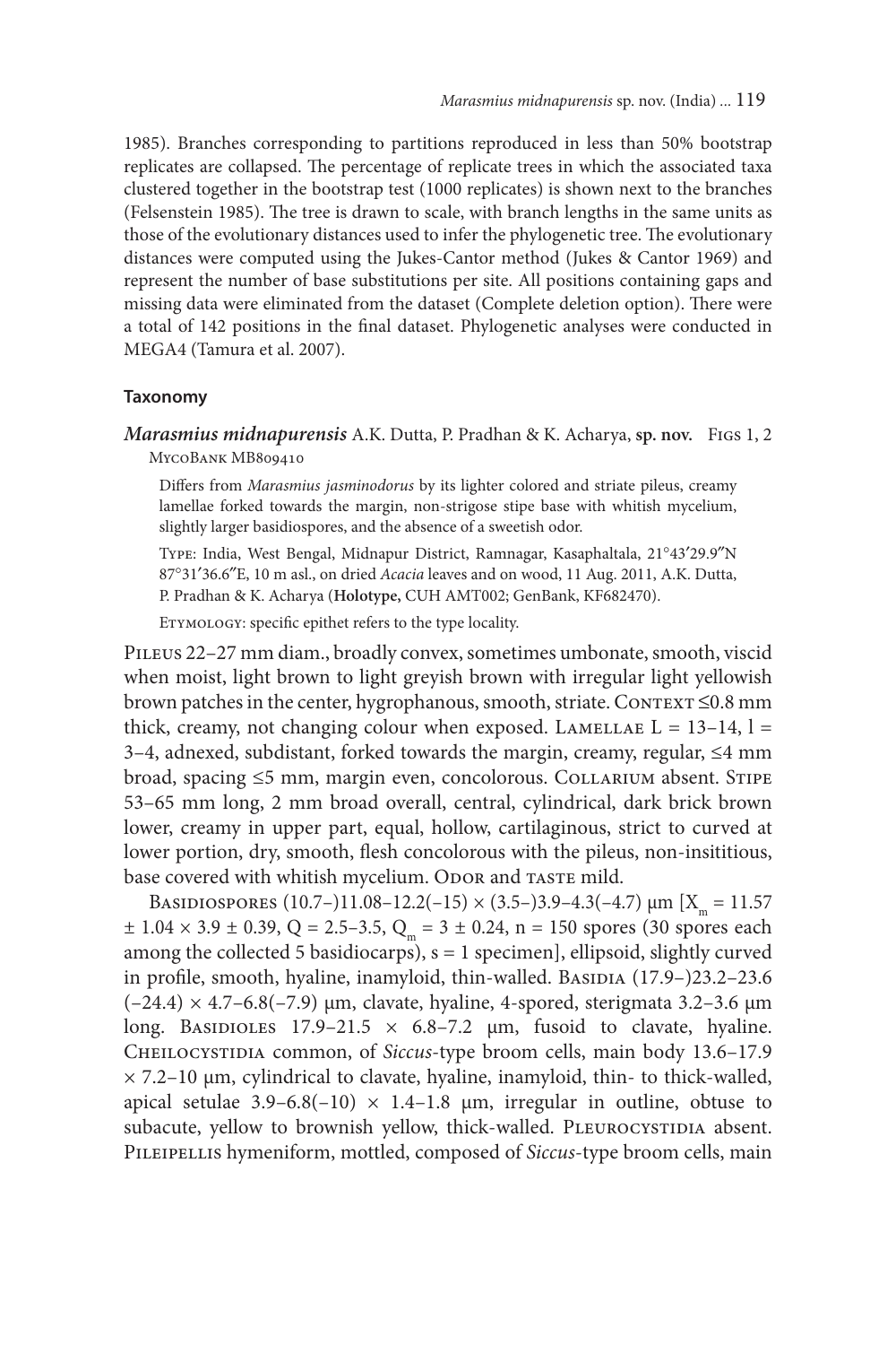1985). Branches corresponding to partitions reproduced in less than 50% bootstrap replicates are collapsed. The percentage of replicate trees in which the associated taxa clustered together in the bootstrap test (1000 replicates) is shown next to the branches (Felsenstein 1985). The tree is drawn to scale, with branch lengths in the same units as those of the evolutionary distances used to infer the phylogenetic tree. The evolutionary distances were computed using the Jukes-Cantor method (Jukes & Cantor 1969) and represent the number of base substitutions per site. All positions containing gaps and missing data were eliminated from the dataset (Complete deletion option). There were a total of 142 positions in the final dataset. Phylogenetic analyses were conducted in MEGA4 (Tamura et al. 2007).

## Taxonomy

***Marasmius midnapurensis*** A.K. Dutta, P. Pradhan & K. Acharya, **sp. nov.** Figs 1, 2
MycoBank MB809410

Differs from *Marasmius jasminodorus* by its lighter colored and striate pileus, creamy lamellae forked towards the margin, non-strigose stipe base with whitish mycelium, slightly larger basidiospores, and the absence of a sweetish odor.

Type: India, West Bengal, Midnapur District, Ramnagar, Kasaphaltala, 21°43′29.9″N 87°31′36.6″E, 10 m asl., on dried *Acacia* leaves and on wood, 11 Aug. 2011, A.K. Dutta, P. Pradhan & K. Acharya (**Holotype,** CUH AMT002; GenBank, KF682470).

Etymology: specific epithet refers to the type locality.

Pileus 22–27 mm diam., broadly convex, sometimes umbonate, smooth, viscid when moist, light brown to light greyish brown with irregular light yellowish brown patches in the center, hygrophanous, smooth, striate. Context ≤0.8 mm thick, creamy, not changing colour when exposed. Lamellae L = 13–14, l = 3–4, adnexed, subdistant, forked towards the margin, creamy, regular, ≤4 mm broad, spacing ≤5 mm, margin even, concolorous. Collarium absent. Stipe 53–65 mm long, 2 mm broad overall, central, cylindrical, dark brick brown lower, creamy in upper part, equal, hollow, cartilaginous, strict to curved at lower portion, dry, smooth, flesh concolorous with the pileus, non-insititious, base covered with whitish mycelium. Odor and taste mild.

Basidiospores (10.7–)11.08–12.2(–15) × (3.5–)3.9–4.3(–4.7) µm [$X_m$ = 11.57 ± 1.04 × 3.9 ± 0.39, Q = 2.5–3.5, $Q_m$ = 3 ± 0.24, n = 150 spores (30 spores each among the collected 5 basidiocarps), s = 1 specimen], ellipsoid, slightly curved in profile, smooth, hyaline, inamyloid, thin-walled. Basidia (17.9–)23.2–23.6 (–24.4) × 4.7–6.8(–7.9) µm, clavate, hyaline, 4-spored, sterigmata 3.2–3.6 µm long. Basidioles 17.9–21.5 × 6.8–7.2 µm, fusoid to clavate, hyaline. Cheilocystidia common, of *Siccus*-type broom cells, main body 13.6–17.9 × 7.2–10 µm, cylindrical to clavate, hyaline, inamyloid, thin- to thick-walled, apical setulae 3.9–6.8(–10) × 1.4–1.8 µm, irregular in outline, obtuse to subacute, yellow to brownish yellow, thick-walled. Pleurocystidia absent. Pileipellis hymeniform, mottled, composed of *Siccus*-type broom cells, main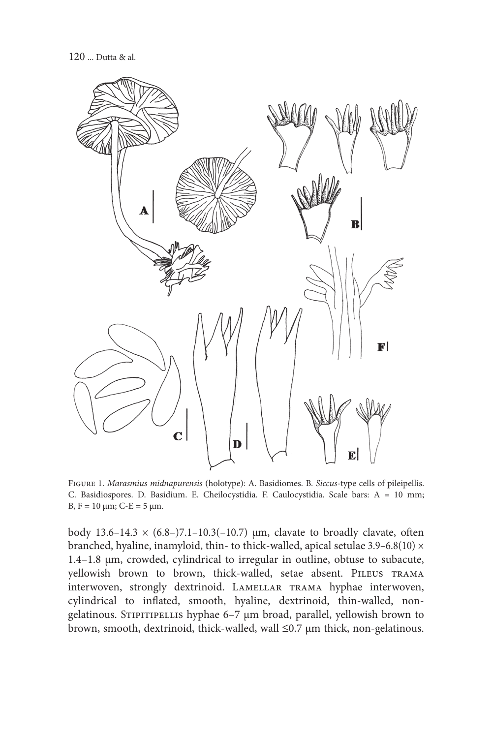FIGURE 1. *Marasmius midnapurensis* (holotype): A. Basidiomes. B. *Siccus*-type cells of pileipellis. C. Basidiospores. D. Basidium. E. Cheilocystidia. F. Caulocystidia. Scale bars: A = 10 mm; B, F = 10 µm; C–E = 5 µm.

body 13.6–14.3 × (6.8–)7.1–10.3(–10.7) µm, clavate to broadly clavate, often branched, hyaline, inamyloid, thin- to thick-walled, apical setulae 3.9–6.8(10) × 1.4–1.8 µm, crowded, cylindrical to irregular in outline, obtuse to subacute, yellowish brown to brown, thick-walled, setae absent. PILEUS TRAMA interwoven, strongly dextrinoid. LAMELLAR TRAMA hyphae interwoven, cylindrical to inflated, smooth, hyaline, dextrinoid, thin-walled, non-gelatinous. STIPITIPELLIS hyphae 6–7 µm broad, parallel, yellowish brown to brown, smooth, dextrinoid, thick-walled, wall ≤0.7 µm thick, non-gelatinous.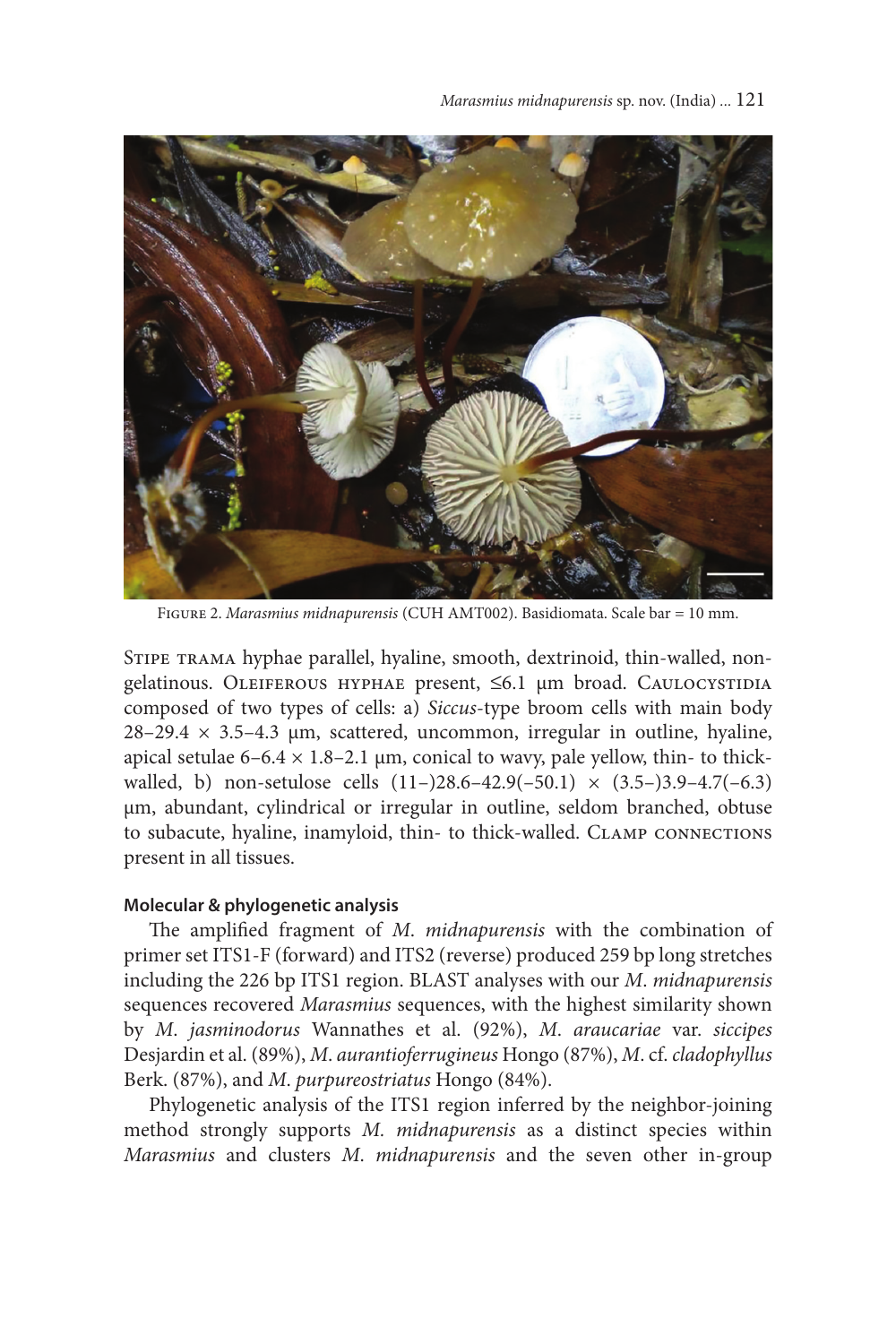Figure 2. *Marasmius midnapurensis* (CUH AMT002). Basidiomata. Scale bar = 10 mm.

Stipe trama hyphae parallel, hyaline, smooth, dextrinoid, thin-walled, non-gelatinous. Oleiferous hyphae present, ≤6.1 µm broad. Caulocystidia composed of two types of cells: a) *Siccus*-type broom cells with main body 28–29.4 × 3.5–4.3 µm, scattered, uncommon, irregular in outline, hyaline, apical setulae 6–6.4 × 1.8–2.1 µm, conical to wavy, pale yellow, thin- to thick-walled, b) non-setulose cells (11–)28.6–42.9(–50.1) × (3.5–)3.9–4.7(–6.3) µm, abundant, cylindrical or irregular in outline, seldom branched, obtuse to subacute, hyaline, inamyloid, thin- to thick-walled. Clamp connections present in all tissues.

#### Molecular & phylogenetic analysis

The amplified fragment of *M. midnapurensis* with the combination of primer set ITS1-F (forward) and ITS2 (reverse) produced 259 bp long stretches including the 226 bp ITS1 region. BLAST analyses with our *M. midnapurensis* sequences recovered *Marasmius* sequences, with the highest similarity shown by *M. jasminodorus* Wannathes et al. (92%), *M. araucariae* var. *siccipes* Desjardin et al. (89%), *M. aurantioferrugineus* Hongo (87%), *M.* cf. *cladophyllus* Berk. (87%), and *M. purpureostriatus* Hongo (84%).

Phylogenetic analysis of the ITS1 region inferred by the neighbor-joining method strongly supports *M. midnapurensis* as a distinct species within *Marasmius* and clusters *M. midnapurensis* and the seven other in-group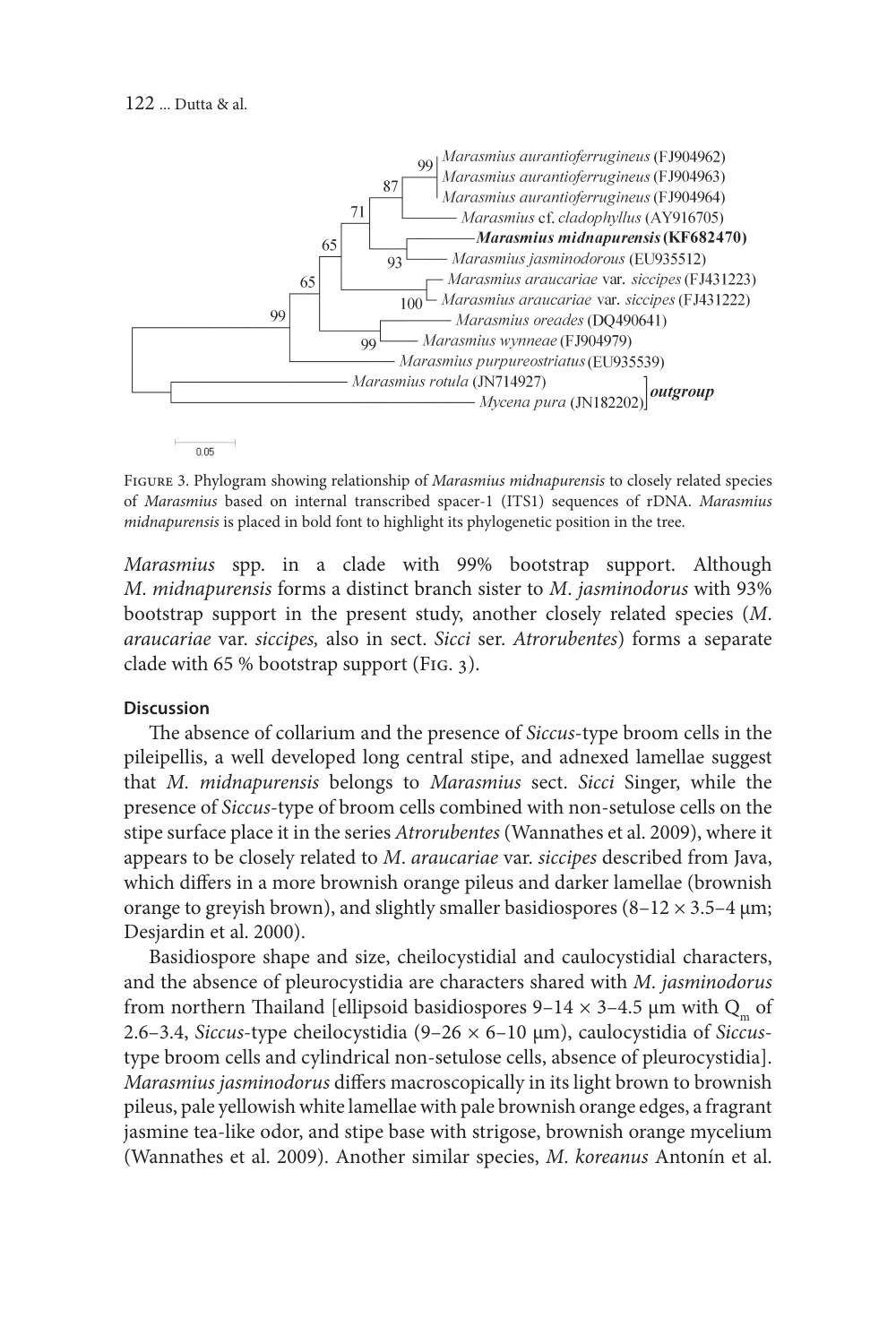99

87

71

65

65

99

93

100

99

*Marasmius aurantioferrugineus* (FJ904962)

*Marasmius aurantioferrugineus* (FJ904963)

*Marasmius aurantioferrugineus* (FJ904964)

*Marasmius* cf. *cladophyllus* (AY916705)

***Marasmius midnapurensis* (KF682470)**

*Marasmius jasminodorous* (EU935512)

*Marasmius araucariae* var. *siccipes* (FJ431223)

*Marasmius araucariae* var. *siccipes* (FJ431222)

*Marasmius oreades* (DQ490641)

*Marasmius wynneae* (FJ904979)

*Marasmius purpureostriatus* (EU935539)

*Marasmius rotula* (JN714927)

*Mycena pura* (JN182202)

***outgroup***

0.05

Figure 3. Phylogram showing relationship of *Marasmius midnapurensis* to closely related species of *Marasmius* based on internal transcribed spacer-1 (ITS1) sequences of rDNA. *Marasmius midnapurensis* is placed in bold font to highlight its phylogenetic position in the tree.

*Marasmius* spp. in a clade with 99% bootstrap support. Although *M. midnapurensis* forms a distinct branch sister to *M. jasminodorus* with 93% bootstrap support in the present study, another closely related species (*M. araucariae* var. *siccipes,* also in sect. *Sicci* ser. *Atrorubentes*) forms a separate clade with 65 % bootstrap support (Fig. 3).

## Discussion

The absence of collarium and the presence of *Siccus*-type broom cells in the pileipellis, a well developed long central stipe, and adnexed lamellae suggest that *M. midnapurensis* belongs to *Marasmius* sect. *Sicci* Singer, while the presence of *Siccus*-type of broom cells combined with non-setulose cells on the stipe surface place it in the series *Atrorubentes* (Wannathes et al. 2009), where it appears to be closely related to *M. araucariae* var. *siccipes* described from Java, which differs in a more brownish orange pileus and darker lamellae (brownish orange to greyish brown), and slightly smaller basidiospores (8–12 × 3.5–4 µm; Desjardin et al. 2000).

Basidiospore shape and size, cheilocystidial and caulocystidial characters, and the absence of pleurocystidia are characters shared with *M. jasminodorus* from northern Thailand [ellipsoid basidiospores 9–14 × 3–4.5 µm with $Q_m$ of 2.6–3.4, *Siccus*-type cheilocystidia (9–26 × 6–10 µm), caulocystidia of *Siccus*-type broom cells and cylindrical non-setulose cells, absence of pleurocystidia]. *Marasmius jasminodorus* differs macroscopically in its light brown to brownish pileus, pale yellowish white lamellae with pale brownish orange edges, a fragrant jasmine tea-like odor, and stipe base with strigose, brownish orange mycelium (Wannathes et al. 2009). Another similar species, *M. koreanus* Antonín et al.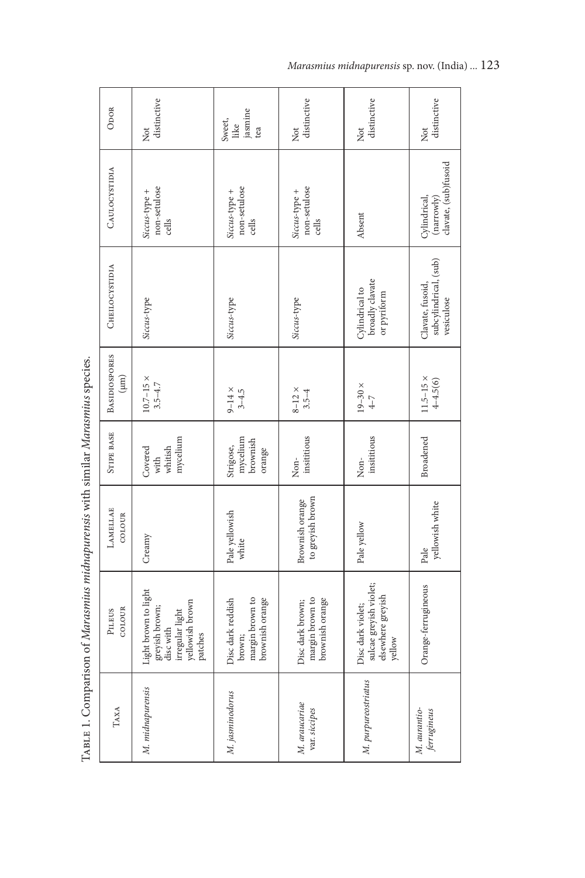Table 1. Comparison of *Marasmius midnapurensis* with similar *Marasmius* species.

| Taxa | Pileus colour | Lamellae colour | Stipe base | Basidiospores (µm) | Cheilocystidia | Caulocystidia | Odor |
|---|---|---|---|---|---|---|---|
| *M. midnapurensis* | Light brown to light greyish brown; disc with irregular light yellowish brown patches | Creamy | Covered with whitish mycelium | 10.7–15 × 3.5–4.7 | *Siccus*-type | *Siccus*-type + non-setulose cells | Not distinctive |
| *M. jasminodorus* | Disc dark reddish brown; margin brown to brownish orange | Pale yellowish white | Strigose, mycelium brownish orange | 9–14 × 3–4.5 | *Siccus*-type | *Siccus*-type + non-setulose cells | Sweet, like jasmine tea |
| *M. araucariae* var. *siccipes* | Disc dark brown; margin brown to brownish orange | Brownish orange to greyish brown | Non-insititious | 8–12 × 3.5–4 | *Siccus*-type | *Siccus*-type + non-setulose cells | Not distinctive |
| *M. purpureostriatus* | Disc dark violet; sulcae greyish violet; elsewhere greyish yellow | Pale yellow | Non-insititious | 19–30 × 4–7 | Cylindrical to broadly clavate or pyriform | Absent | Not distinctive |
| *M. aurantio-ferrugineus* | Orange-ferrugineous | Pale yellowish white | Broadened | 11.5–15 × 4–4.5(6) | Clavate, fusoid, subcylindrical, (sub) vesiculose | Cylindrical, (narrowly) clavate, (sub)fusoid | Not distinctive |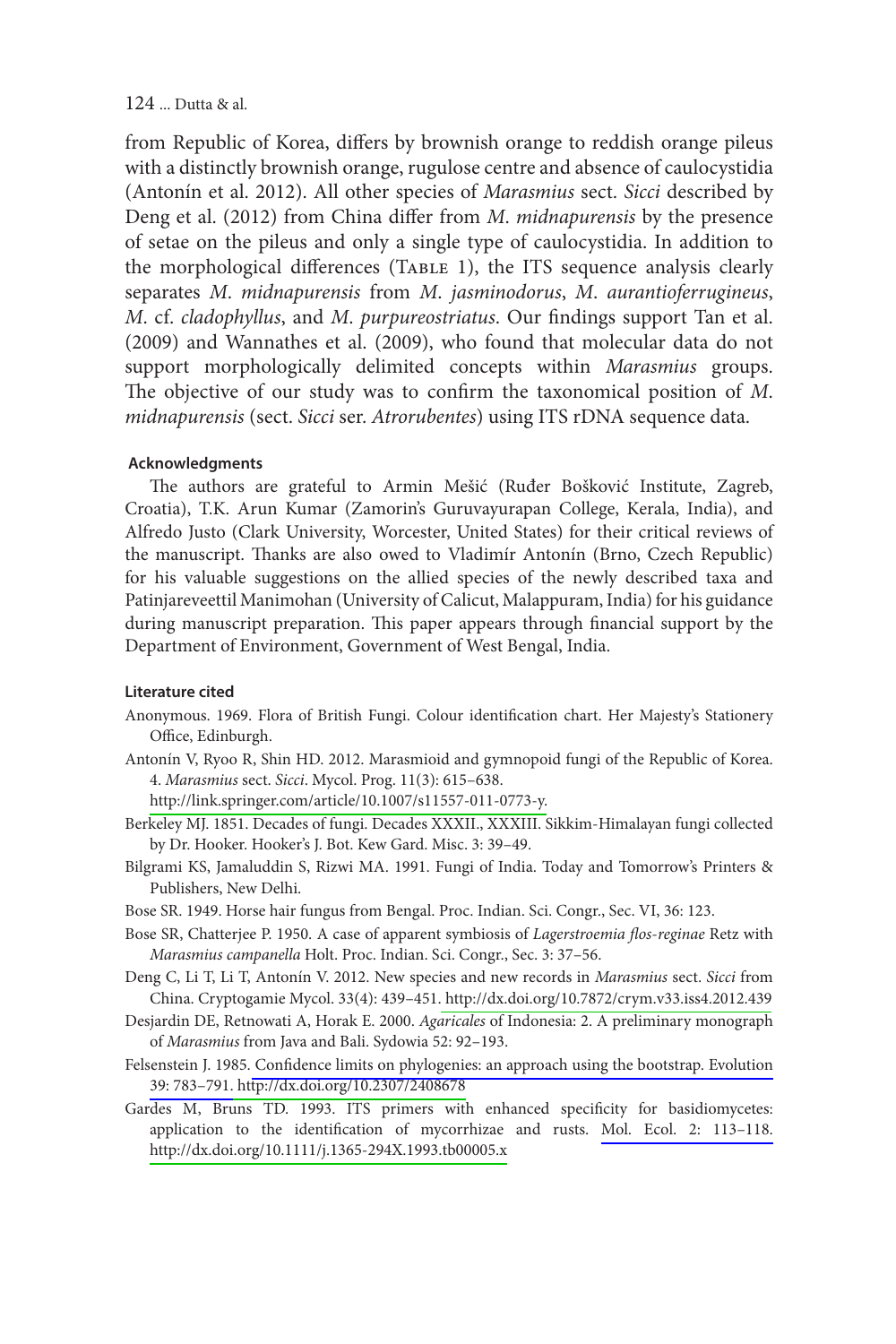from Republic of Korea, differs by brownish orange to reddish orange pileus with a distinctly brownish orange, rugulose centre and absence of caulocystidia (Antonín et al. 2012). All other species of *Marasmius* sect. *Sicci* described by Deng et al. (2012) from China differ from *M. midnapurensis* by the presence of setae on the pileus and only a single type of caulocystidia. In addition to the morphological differences (Table 1), the ITS sequence analysis clearly separates *M. midnapurensis* from *M. jasminodorus*, *M. aurantioferrugineus*, *M.* cf. *cladophyllus*, and *M. purpureostriatus*. Our findings support Tan et al. (2009) and Wannathes et al. (2009), who found that molecular data do not support morphologically delimited concepts within *Marasmius* groups. The objective of our study was to confirm the taxonomical position of *M. midnapurensis* (sect. *Sicci* ser. *Atrorubentes*) using ITS rDNA sequence data.

## Acknowledgments

The authors are grateful to Armin Mešić (Ruđer Bošković Institute, Zagreb, Croatia), T.K. Arun Kumar (Zamorin's Guruvayurapan College, Kerala, India), and Alfredo Justo (Clark University, Worcester, United States) for their critical reviews of the manuscript. Thanks are also owed to Vladimír Antonín (Brno, Czech Republic) for his valuable suggestions on the allied species of the newly described taxa and Patinjareveettil Manimohan (University of Calicut, Malappuram, India) for his guidance during manuscript preparation. This paper appears through financial support by the Department of Environment, Government of West Bengal, India.

## Literature cited

Anonymous. 1969. Flora of British Fungi. Colour identification chart. Her Majesty's Stationery Office, Edinburgh.

Antonín V, Ryoo R, Shin HD. 2012. Marasmioid and gymnopoid fungi of the Republic of Korea. 4. *Marasmius* sect. *Sicci*. Mycol. Prog. 11(3): 615–638. http://link.springer.com/article/10.1007/s11557-011-0773-y.

Berkeley MJ. 1851. Decades of fungi. Decades XXXII., XXXIII. Sikkim-Himalayan fungi collected by Dr. Hooker. Hooker's J. Bot. Kew Gard. Misc. 3: 39–49.

Bilgrami KS, Jamaluddin S, Rizwi MA. 1991. Fungi of India. Today and Tomorrow's Printers & Publishers, New Delhi.

Bose SR. 1949. Horse hair fungus from Bengal. Proc. Indian. Sci. Congr., Sec. VI, 36: 123.

Bose SR, Chatterjee P. 1950. A case of apparent symbiosis of *Lagerstroemia flos-reginae* Retz with *Marasmius campanella* Holt. Proc. Indian. Sci. Congr., Sec. 3: 37–56.

Deng C, Li T, Li T, Antonín V. 2012. New species and new records in *Marasmius* sect. *Sicci* from China. Cryptogamie Mycol. 33(4): 439–451. http://dx.doi.org/10.7872/crym.v33.iss4.2012.439

Desjardin DE, Retnowati A, Horak E. 2000. *Agaricales* of Indonesia: 2. A preliminary monograph of *Marasmius* from Java and Bali. Sydowia 52: 92–193.

Felsenstein J. 1985. Confidence limits on phylogenies: an approach using the bootstrap. Evolution 39: 783–791. http://dx.doi.org/10.2307/2408678

Gardes M, Bruns TD. 1993. ITS primers with enhanced specificity for basidiomycetes: application to the identification of mycorrhizae and rusts. Mol. Ecol. 2: 113–118. http://dx.doi.org/10.1111/j.1365-294X.1993.tb00005.x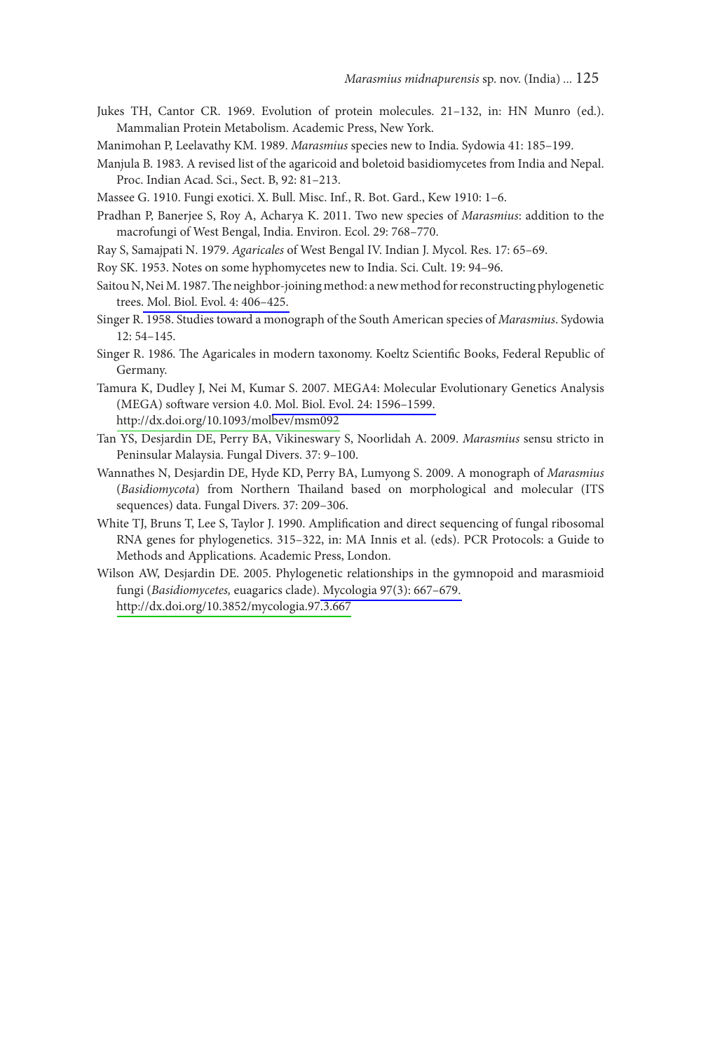Jukes TH, Cantor CR. 1969. Evolution of protein molecules. 21–132, in: HN Munro (ed.). Mammalian Protein Metabolism. Academic Press, New York.

Manimohan P, Leelavathy KM. 1989. *Marasmius* species new to India. Sydowia 41: 185–199.

Manjula B. 1983. A revised list of the agaricoid and boletoid basidiomycetes from India and Nepal. Proc. Indian Acad. Sci., Sect. B, 92: 81–213.

Massee G. 1910. Fungi exotici. X. Bull. Misc. Inf., R. Bot. Gard., Kew 1910: 1–6.

Pradhan P, Banerjee S, Roy A, Acharya K. 2011. Two new species of *Marasmius*: addition to the macrofungi of West Bengal, India. Environ. Ecol. 29: 768–770.

Ray S, Samajpati N. 1979. *Agaricales* of West Bengal IV. Indian J. Mycol. Res. 17: 65–69.

Roy SK. 1953. Notes on some hyphomycetes new to India. Sci. Cult. 19: 94–96.

Saitou N, Nei M. 1987. The neighbor-joining method: a new method for reconstructing phylogenetic trees. Mol. Biol. Evol. 4: 406–425.

Singer R. 1958. Studies toward a monograph of the South American species of *Marasmius*. Sydowia 12: 54–145.

Singer R. 1986. The Agaricales in modern taxonomy. Koeltz Scientific Books, Federal Republic of Germany.

Tamura K, Dudley J, Nei M, Kumar S. 2007. MEGA4: Molecular Evolutionary Genetics Analysis (MEGA) software version 4.0. Mol. Biol. Evol. 24: 1596–1599. http://dx.doi.org/10.1093/molbev/msm092

Tan YS, Desjardin DE, Perry BA, Vikineswary S, Noorlidah A. 2009. *Marasmius* sensu stricto in Peninsular Malaysia. Fungal Divers. 37: 9–100.

Wannathes N, Desjardin DE, Hyde KD, Perry BA, Lumyong S. 2009. A monograph of *Marasmius* (*Basidiomycota*) from Northern Thailand based on morphological and molecular (ITS sequences) data. Fungal Divers. 37: 209–306.

White TJ, Bruns T, Lee S, Taylor J. 1990. Amplification and direct sequencing of fungal ribosomal RNA genes for phylogenetics. 315–322, in: MA Innis et al. (eds). PCR Protocols: a Guide to Methods and Applications. Academic Press, London.

Wilson AW, Desjardin DE. 2005. Phylogenetic relationships in the gymnopoid and marasmioid fungi (*Basidiomycetes,* euagarics clade). Mycologia 97(3): 667–679. http://dx.doi.org/10.3852/mycologia.97.3.667